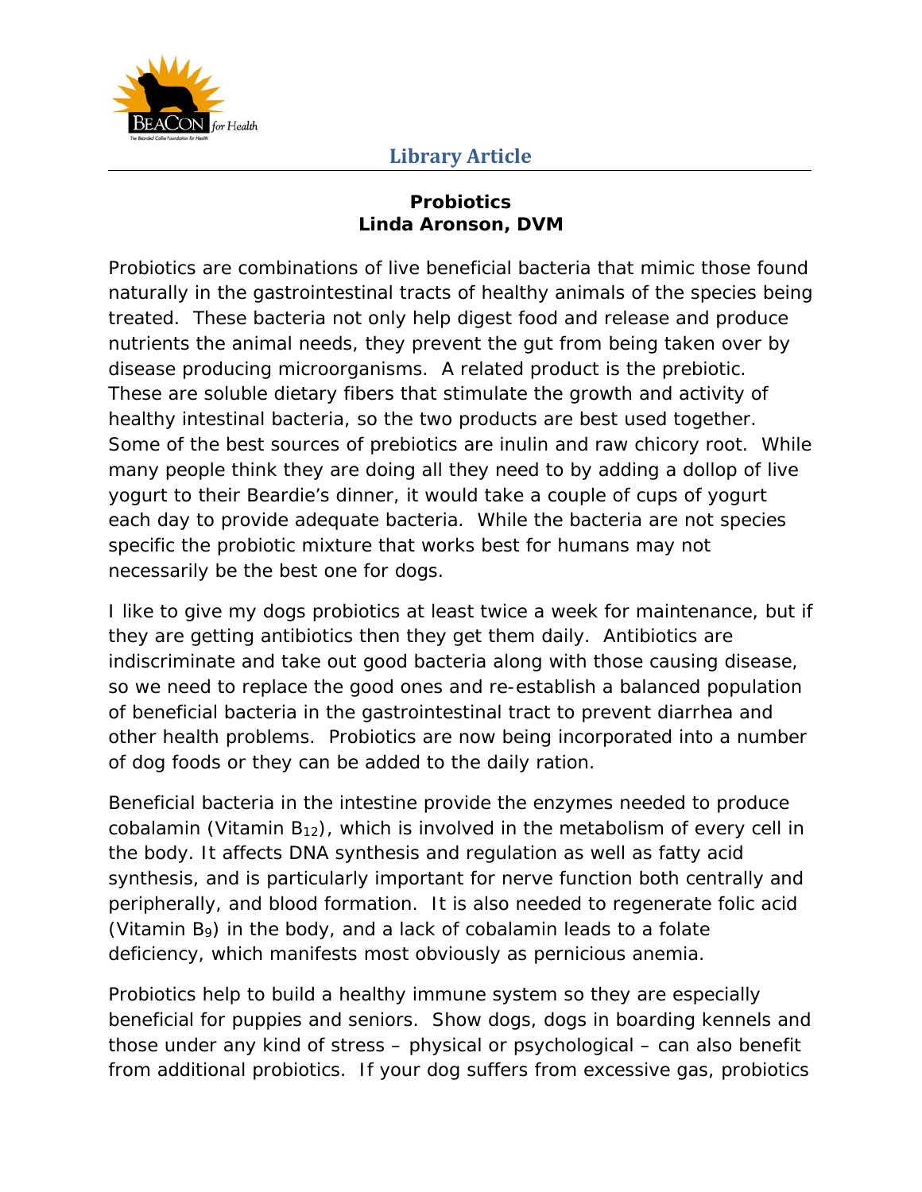Library Article

## Probiotics
**Linda Aronson, DVM**

Probiotics are combinations of live beneficial bacteria that mimic those found naturally in the gastrointestinal tracts of healthy animals of the species being treated. These bacteria not only help digest food and release and produce nutrients the animal needs, they prevent the gut from being taken over by disease producing microorganisms. A related product is the prebiotic. These are soluble dietary fibers that stimulate the growth and activity of healthy intestinal bacteria, so the two products are best used together. Some of the best sources of prebiotics are inulin and raw chicory root. While many people think they are doing all they need to by adding a dollop of live yogurt to their Beardie's dinner, it would take a couple of cups of yogurt each day to provide adequate bacteria. While the bacteria are not species specific the probiotic mixture that works best for humans may not necessarily be the best one for dogs.

I like to give my dogs probiotics at least twice a week for maintenance, but if they are getting antibiotics then they get them daily. Antibiotics are indiscriminate and take out good bacteria along with those causing disease, so we need to replace the good ones and re-establish a balanced population of beneficial bacteria in the gastrointestinal tract to prevent diarrhea and other health problems. Probiotics are now being incorporated into a number of dog foods or they can be added to the daily ration.

Beneficial bacteria in the intestine provide the enzymes needed to produce cobalamin (Vitamin $B_{12}$), which is involved in the metabolism of every cell in the body. It affects DNA synthesis and regulation as well as fatty acid synthesis, and is particularly important for nerve function both centrally and peripherally, and blood formation. It is also needed to regenerate folic acid (Vitamin $B_9$) in the body, and a lack of cobalamin leads to a folate deficiency, which manifests most obviously as pernicious anemia.

Probiotics help to build a healthy immune system so they are especially beneficial for puppies and seniors. Show dogs, dogs in boarding kennels and those under any kind of stress – physical or psychological – can also benefit from additional probiotics. If your dog suffers from excessive gas, probiotics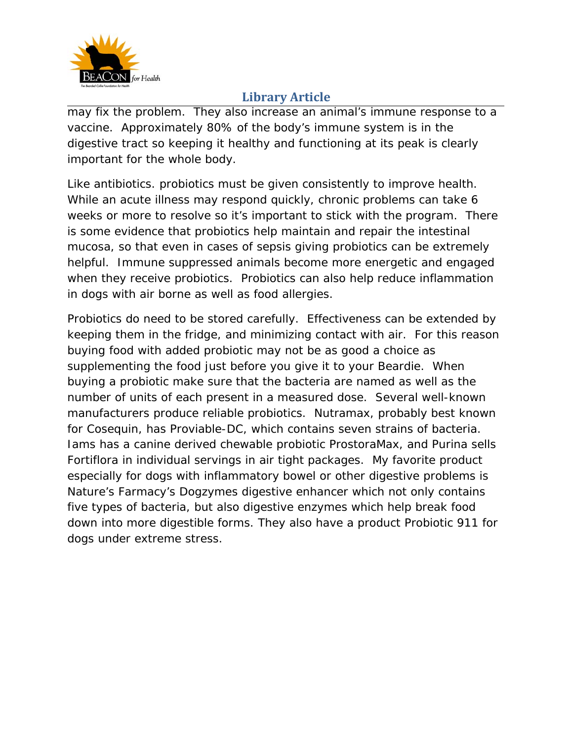may fix the problem. They also increase an animal's immune response to a vaccine. Approximately 80% of the body's immune system is in the digestive tract so keeping it healthy and functioning at its peak is clearly important for the whole body.

Like antibiotics. probiotics must be given consistently to improve health. While an acute illness may respond quickly, chronic problems can take 6 weeks or more to resolve so it's important to stick with the program. There is some evidence that probiotics help maintain and repair the intestinal mucosa, so that even in cases of sepsis giving probiotics can be extremely helpful. Immune suppressed animals become more energetic and engaged when they receive probiotics. Probiotics can also help reduce inflammation in dogs with air borne as well as food allergies.

Probiotics do need to be stored carefully. Effectiveness can be extended by keeping them in the fridge, and minimizing contact with air. For this reason buying food with added probiotic may not be as good a choice as supplementing the food just before you give it to your Beardie. When buying a probiotic make sure that the bacteria are named as well as the number of units of each present in a measured dose. Several well-known manufacturers produce reliable probiotics. Nutramax, probably best known for Cosequin, has Proviable-DC, which contains seven strains of bacteria. Iams has a canine derived chewable probiotic ProstoraMax, and Purina sells Fortiflora in individual servings in air tight packages. My favorite product especially for dogs with inflammatory bowel or other digestive problems is Nature's Farmacy's Dogzymes digestive enhancer which not only contains five types of bacteria, but also digestive enzymes which help break food down into more digestible forms. They also have a product Probiotic 911 for dogs under extreme stress.